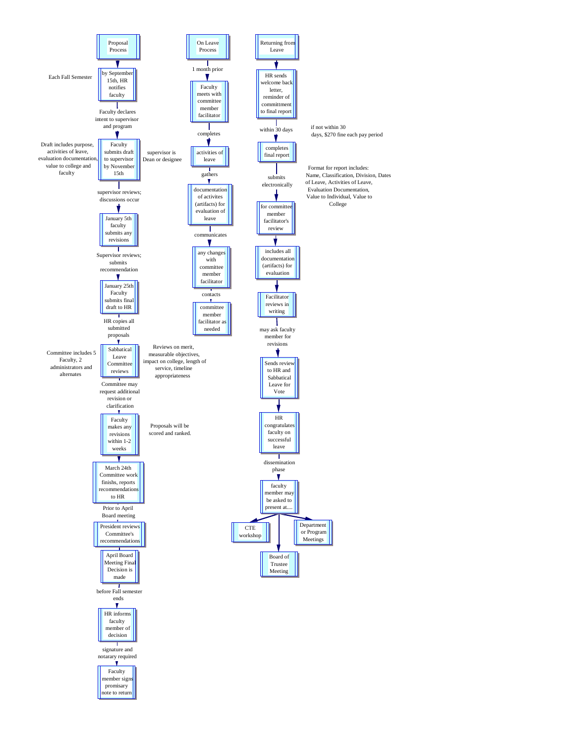## Proposal Process

- **Each Fall Semester:** by September 15th, HR notifies faculty
  - Faculty declares intent to supervisor and program
- Faculty submits draft to supervisor by November 15th
  - Draft includes purpose, activities of leave, evaluation documentation, value to college and faculty
  - supervisor is Dean or designee
  - supervisor reviews; discussions occur
- January 5th faculty submits any revisions
  - Supervisor reviews; submits recommendation
- January 25th Faculty submits final draft to HR
  - HR copies all submitted proposals
- Sabbatical Leave Committee reviews
  - Committee includes 5 Faculty, 2 administrators and alternates
  - Reviews on merit, measurable objectives, impact on college, length of service, timeline appropriateness
  - Committee may request additional revision or clarification
- Faculty makes any revisions within 1-2 weeks
  - Proposals will be scored and ranked.
- March 24th Committee work finishes, reports recommendations to HR
  - Prior to April Board meeting
- President reviews Committee's recommendations
- April Board Meeting Final Decision is made
  - before Fall semester ends
- HR informs faculty member of decision
  - signature and notary required
- Faculty member signs promisary note to return

## On Leave Process

- 1 month prior
- Faculty meets with committee member facilitator
  - completes
- activities of leave
  - gathers
- documentation of activites (artifacts) for evaluation of leave
  - communicates
- any changes with committee member facilitator
  - contacts
- committee member facilitator as needed

## Returning from Leave

- HR sends welcome back letter, reminder of committment to final report
  - within 30 days
  - if not within 30 days, $270 fine each pay period
- completes final report
  - Format for report includes: Name, Classification, Division, Dates of Leave, Activities of Leave, Evaluation Documentation, Value to Individual, Value to College
  - submits electronically
- for committee member facilitator's review
- includes all documentation (artifacts) for evaluation
- Facilitator reviews in writing
  - may ask faculty member for revisions
- Sends review to HR and Sabbatical Leave for Vote
- HR congratulates faculty on successful leave
  - dissemination phase
- faculty member may be asked to present at....
  - CTE workshop
  - Board of Trustee Meeting
  - Department or Program Meetings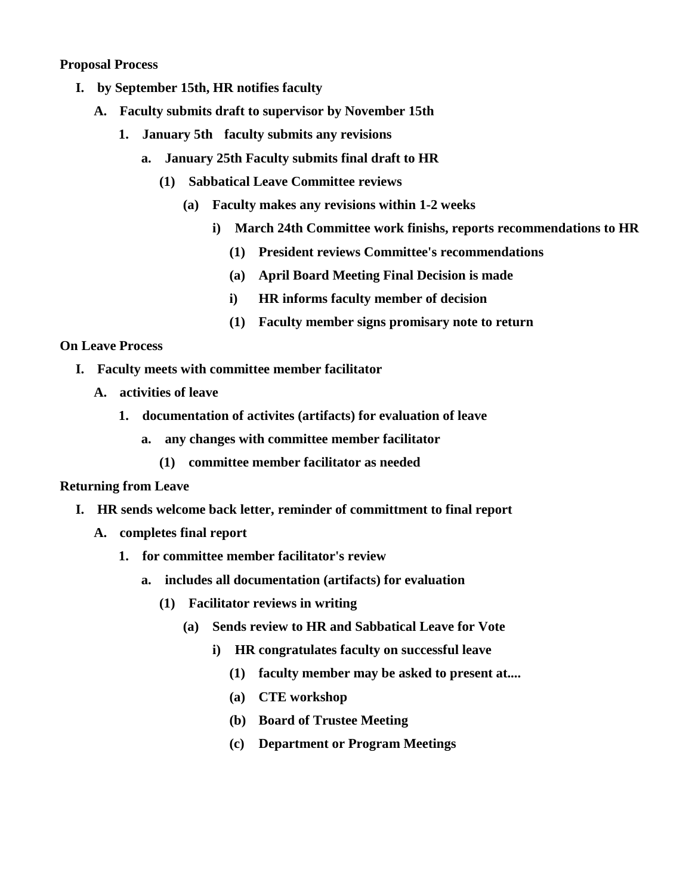**Proposal Process**

- I. **by September 15th, HR notifies faculty**
  - A. **Faculty submits draft to supervisor by November 15th**
    - 1. **January 5th faculty submits any revisions**
      - a. **January 25th Faculty submits final draft to HR**
        - (1) **Sabbatical Leave Committee reviews**
          - (a) **Faculty makes any revisions within 1-2 weeks**
            - i) **March 24th Committee work finishs, reports recommendations to HR**
              - (1) **President reviews Committee's recommendations**
              - (a) **April Board Meeting Final Decision is made**
              - i) **HR informs faculty member of decision**
              - (1) **Faculty member signs promisary note to return**

**On Leave Process**

- I. **Faculty meets with committee member facilitator**
  - A. **activities of leave**
    - 1. **documentation of activites (artifacts) for evaluation of leave**
      - a. **any changes with committee member facilitator**
        - (1) **committee member facilitator as needed**

**Returning from Leave**

- I. **HR sends welcome back letter, reminder of committment to final report**
  - A. **completes final report**
    - 1. **for committee member facilitator's review**
      - a. **includes all documentation (artifacts) for evaluation**
        - (1) **Facilitator reviews in writing**
          - (a) **Sends review to HR and Sabbatical Leave for Vote**
            - i) **HR congratulates faculty on successful leave**
              - (1) **faculty member may be asked to present at....**
              - (a) **CTE workshop**
              - (b) **Board of Trustee Meeting**
              - (c) **Department or Program Meetings**